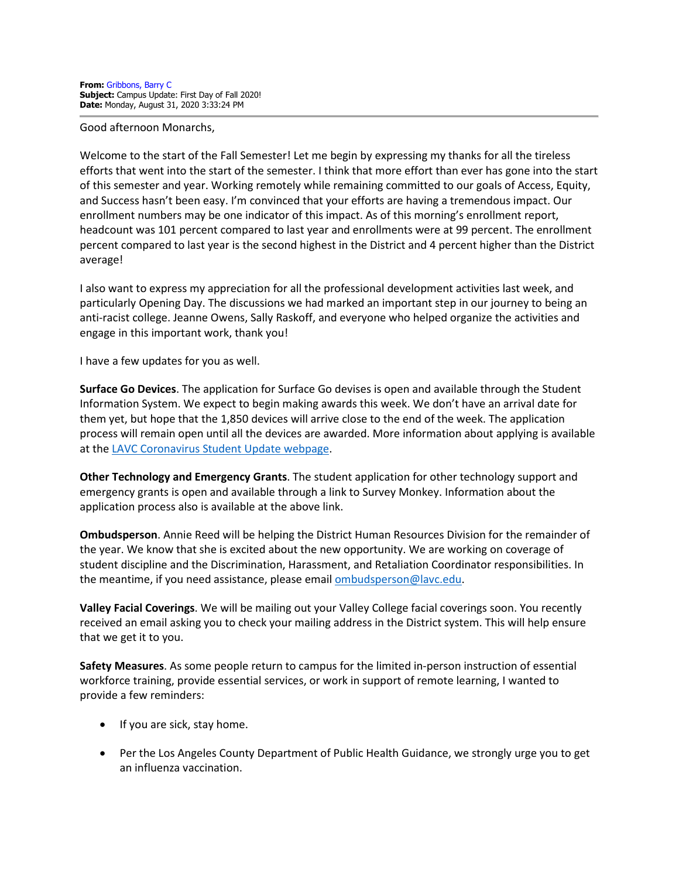**From:** Gribbons, Barry C
**Subject:** Campus Update: First Day of Fall 2020!
**Date:** Monday, August 31, 2020 3:33:24 PM

---

Good afternoon Monarchs,

Welcome to the start of the Fall Semester! Let me begin by expressing my thanks for all the tireless efforts that went into the start of the semester. I think that more effort than ever has gone into the start of this semester and year. Working remotely while remaining committed to our goals of Access, Equity, and Success hasn't been easy. I'm convinced that your efforts are having a tremendous impact. Our enrollment numbers may be one indicator of this impact. As of this morning's enrollment report, headcount was 101 percent compared to last year and enrollments were at 99 percent. The enrollment percent compared to last year is the second highest in the District and 4 percent higher than the District average!

I also want to express my appreciation for all the professional development activities last week, and particularly Opening Day. The discussions we had marked an important step in our journey to being an anti-racist college. Jeanne Owens, Sally Raskoff, and everyone who helped organize the activities and engage in this important work, thank you!

I have a few updates for you as well.

**Surface Go Devices**. The application for Surface Go devises is open and available through the Student Information System. We expect to begin making awards this week. We don't have an arrival date for them yet, but hope that the 1,850 devices will arrive close to the end of the week. The application process will remain open until all the devices are awarded. More information about applying is available at the LAVC Coronavirus Student Update webpage.

**Other Technology and Emergency Grants**. The student application for other technology support and emergency grants is open and available through a link to Survey Monkey. Information about the application process also is available at the above link.

**Ombudsperson**. Annie Reed will be helping the District Human Resources Division for the remainder of the year. We know that she is excited about the new opportunity. We are working on coverage of student discipline and the Discrimination, Harassment, and Retaliation Coordinator responsibilities. In the meantime, if you need assistance, please email ombudsperson@lavc.edu.

**Valley Facial Coverings**. We will be mailing out your Valley College facial coverings soon. You recently received an email asking you to check your mailing address in the District system. This will help ensure that we get it to you.

**Safety Measures**. As some people return to campus for the limited in-person instruction of essential workforce training, provide essential services, or work in support of remote learning, I wanted to provide a few reminders:

- If you are sick, stay home.
- Per the Los Angeles County Department of Public Health Guidance, we strongly urge you to get an influenza vaccination.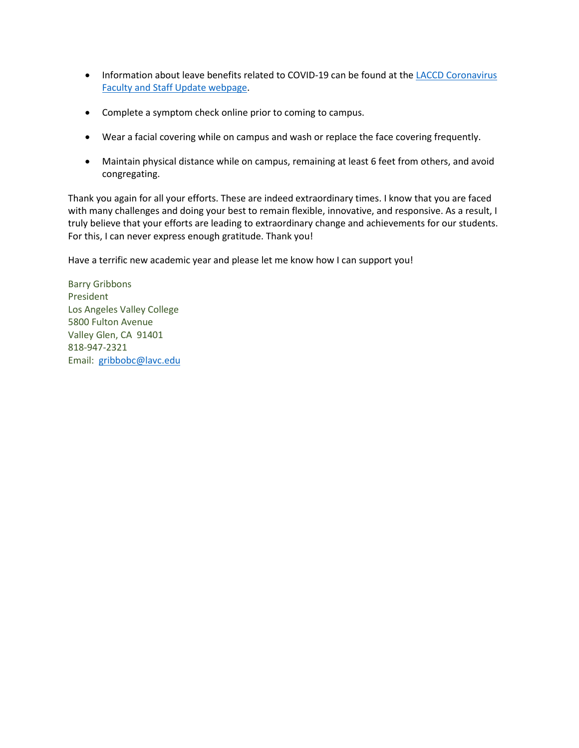- Information about leave benefits related to COVID-19 can be found at the LACCD Coronavirus Faculty and Staff Update webpage.

- Complete a symptom check online prior to coming to campus.

- Wear a facial covering while on campus and wash or replace the face covering frequently.

- Maintain physical distance while on campus, remaining at least 6 feet from others, and avoid congregating.

Thank you again for all your efforts. These are indeed extraordinary times. I know that you are faced with many challenges and doing your best to remain flexible, innovative, and responsive. As a result, I truly believe that your efforts are leading to extraordinary change and achievements for our students. For this, I can never express enough gratitude. Thank you!

Have a terrific new academic year and please let me know how I can support you!

Barry Gribbons
President
Los Angeles Valley College
5800 Fulton Avenue
Valley Glen, CA 91401
818-947-2321
Email: gribbobc@lavc.edu